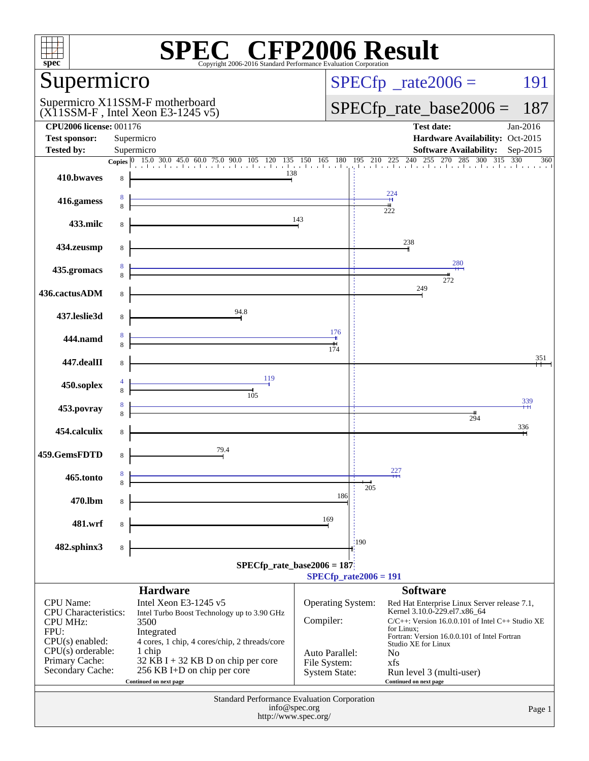# SPEC CFP2006 Result

Copyright 2006-2016 Standard Performance Evaluation Corporation

## Supermicro

Supermicro X11SSM-F motherboard
(X11SSM-F , Intel Xeon E3-1245 v5)

SPECfp_rate2006 = 191

SPECfp_rate_base2006 = 187

| | | | |
|---|---|---|---|
| **CPU2006 license:** 001176 | | **Test date:** | Jan-2016 |
| **Test sponsor:** | Supermicro | **Hardware Availability:** | Oct-2015 |
| **Tested by:** | Supermicro | **Software Availability:** | Sep-2015 |

| Benchmark | Copies (peak) | Copies (base) | Peak | Base |
|---|---|---|---|---|
| 410.bwaves | | 8 | | 138 |
| 416.gamess | 8 | 8 | 224 | 222 |
| 433.milc | | 8 | | 143 |
| 434.zeusmp | | 8 | | 238 |
| 435.gromacs | 8 | 8 | 280 | 272 |
| 436.cactusADM | | 8 | | 249 |
| 437.leslie3d | | 8 | | 94.8 |
| 444.namd | 8 | 8 | 176 | 174 |
| 447.dealII | | 8 | | 351 |
| 450.soplex | 4 | 8 | 119 | 105 |
| 453.povray | 8 | 8 | 339 | 294 |
| 454.calculix | | 8 | | 336 |
| 459.GemsFDTD | | 8 | | 79.4 |
| 465.tonto | 8 | 8 | 227 | 205 |
| 470.lbm | | 8 | | 186 |
| 481.wrf | | 8 | | 169 |
| 482.sphinx3 | | 8 | | 190 |

SPECfp_rate_base2006 = 187

SPECfp_rate2006 = 191

### Hardware

| | |
|---|---|
| CPU Name: | Intel Xeon E3-1245 v5 |
| CPU Characteristics: | Intel Turbo Boost Technology up to 3.90 GHz |
| CPU MHz: | 3500 |
| FPU: | Integrated |
| CPU(s) enabled: | 4 cores, 1 chip, 4 cores/chip, 2 threads/core |
| CPU(s) orderable: | 1 chip |
| Primary Cache: | 32 KB I + 32 KB D on chip per core |
| Secondary Cache: | 256 KB I+D on chip per core |

Continued on next page

### Software

| | |
|---|---|
| Operating System: | Red Hat Enterprise Linux Server release 7.1, Kernel 3.10.0-229.el7.x86_64 |
| Compiler: | C/C++: Version 16.0.0.101 of Intel C++ Studio XE for Linux; Fortran: Version 16.0.0.101 of Intel Fortran Studio XE for Linux |
| Auto Parallel: | No |
| File System: | xfs |
| System State: | Run level 3 (multi-user) |

Continued on next page

Standard Performance Evaluation Corporation
info@spec.org
http://www.spec.org/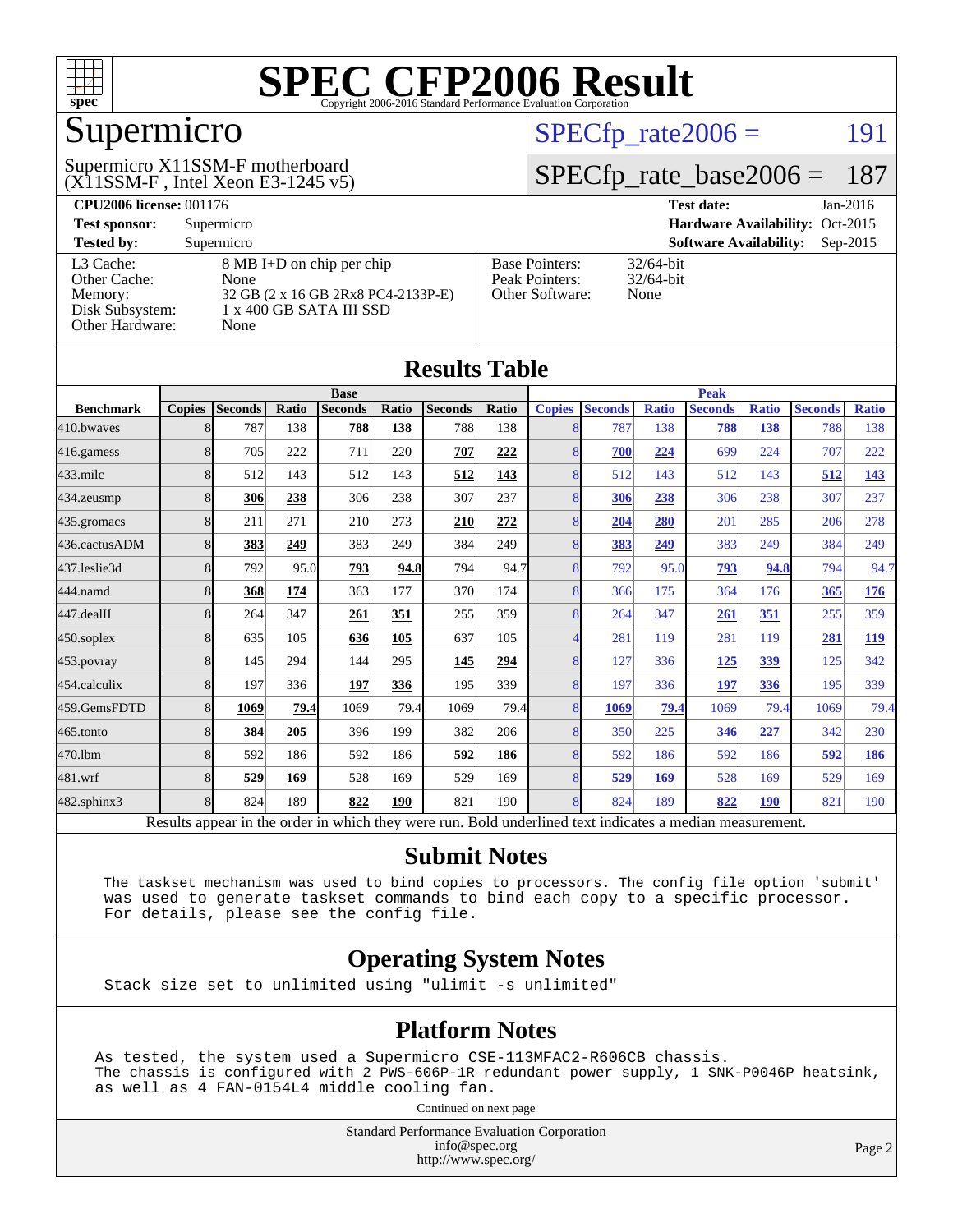# SPEC CFP2006 Result

Copyright 2006-2016 Standard Performance Evaluation Corporation

## Supermicro

Supermicro X11SSM-F motherboard
(X11SSM-F , Intel Xeon E3-1245 v5)

SPECfp_rate2006 = 191

SPECfp_rate_base2006 = 187

| | | | |
|---|---|---|---|
| **CPU2006 license:** 001176 | | **Test date:** | Jan-2016 |
| **Test sponsor:** | Supermicro | **Hardware Availability:** | Oct-2015 |
| **Tested by:** | Supermicro | **Software Availability:** | Sep-2015 |

| | |
|---|---|
| L3 Cache: | 8 MB I+D on chip per chip |
| Other Cache: | None |
| Memory: | 32 GB (2 x 16 GB 2Rx8 PC4-2133P-E) |
| Disk Subsystem: | 1 x 400 GB SATA III SSD |
| Other Hardware: | None |

| | |
|---|---|
| Base Pointers: | 32/64-bit |
| Peak Pointers: | 32/64-bit |
| Other Software: | None |

## Results Table

| Benchmark | Base | | | | | | | Peak | | | | | | |
|---|---|---|---|---|---|---|---|---|---|---|---|---|---|---|
| | Copies | Seconds | Ratio | Seconds | Ratio | Seconds | Ratio | Copies | Seconds | Ratio | Seconds | Ratio | Seconds | Ratio |
| 410.bwaves | 8 | 787 | 138 | **788** | **138** | 788 | 138 | 8 | 787 | 138 | **788** | **138** | 788 | 138 |
| 416.gamess | 8 | 705 | 222 | 711 | 220 | **707** | **222** | 8 | **700** | **224** | 699 | 224 | 707 | 222 |
| 433.milc | 8 | 512 | 143 | 512 | 143 | **512** | **143** | 8 | 512 | 143 | 512 | 143 | **512** | **143** |
| 434.zeusmp | 8 | **306** | **238** | 306 | 238 | 307 | 237 | 8 | **306** | **238** | 306 | 238 | 307 | 237 |
| 435.gromacs | 8 | 211 | 271 | 210 | 273 | **210** | **272** | 8 | **204** | **280** | 201 | 285 | 206 | 278 |
| 436.cactusADM | 8 | **383** | **249** | 383 | 249 | 384 | 249 | 8 | **383** | **249** | 383 | 249 | 384 | 249 |
| 437.leslie3d | 8 | 792 | 95.0 | **793** | **94.8** | 794 | 94.7 | 8 | 792 | 95.0 | **793** | **94.8** | 794 | 94.7 |
| 444.namd | 8 | **368** | **174** | 363 | 177 | 370 | 174 | 8 | 366 | 175 | 364 | 176 | **365** | **176** |
| 447.dealII | 8 | 264 | 347 | **261** | **351** | 255 | 359 | 8 | 264 | 347 | **261** | **351** | 255 | 359 |
| 450.soplex | 8 | 635 | 105 | **636** | **105** | 637 | 105 | 4 | 281 | 119 | 281 | 119 | **281** | **119** |
| 453.povray | 8 | 145 | 294 | 144 | 295 | **145** | **294** | 8 | 127 | 336 | **125** | **339** | 125 | 342 |
| 454.calculix | 8 | 197 | 336 | **197** | **336** | 195 | 339 | 8 | 197 | 336 | **197** | **336** | 195 | 339 |
| 459.GemsFDTD | 8 | **1069** | **79.4** | 1069 | 79.4 | 1069 | 79.4 | 8 | **1069** | **79.4** | 1069 | 79.4 | 1069 | 79.4 |
| 465.tonto | 8 | **384** | **205** | 396 | 199 | 382 | 206 | 8 | 350 | 225 | **346** | **227** | 342 | 230 |
| 470.lbm | 8 | 592 | 186 | 592 | 186 | **592** | **186** | 8 | 592 | 186 | 592 | 186 | **592** | **186** |
| 481.wrf | 8 | **529** | **169** | 528 | 169 | 529 | 169 | 8 | **529** | **169** | 528 | 169 | 529 | 169 |
| 482.sphinx3 | 8 | 824 | 189 | **822** | **190** | 821 | 190 | 8 | 824 | 189 | **822** | **190** | 821 | 190 |

Results appear in the order in which they were run. Bold underlined text indicates a median measurement.

## Submit Notes

```
The taskset mechanism was used to bind copies to processors. The config file option 'submit'
was used to generate taskset commands to bind each copy to a specific processor.
For details, please see the config file.
```

## Operating System Notes

```
Stack size set to unlimited using "ulimit -s unlimited"
```

## Platform Notes

```
As tested, the system used a Supermicro CSE-113MFAC2-R606CB chassis.
The chassis is configured with 2 PWS-606P-1R redundant power supply, 1 SNK-P0046P heatsink,
as well as 4 FAN-0154L4 middle cooling fan.
```

Continued on next page

Standard Performance Evaluation Corporation
info@spec.org
http://www.spec.org/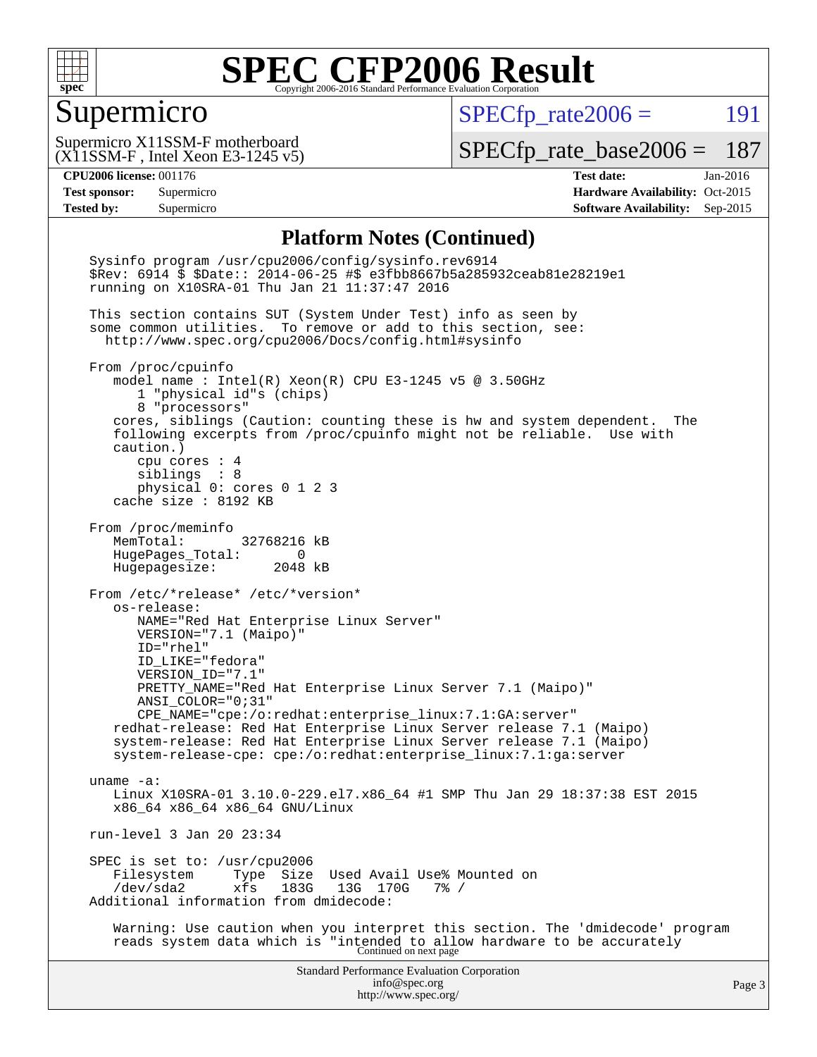# SPEC CFP2006 Result

Copyright 2006-2016 Standard Performance Evaluation Corporation

## Supermicro

Supermicro X11SSM-F motherboard
(X11SSM-F , Intel Xeon E3-1245 v5)

SPECfp_rate2006 = 191

SPECfp_rate_base2006 = 187

| | | | |
|---|---|---|---|
| **CPU2006 license:** | 001176 | **Test date:** | Jan-2016 |
| **Test sponsor:** | Supermicro | **Hardware Availability:** | Oct-2015 |
| **Tested by:** | Supermicro | **Software Availability:** | Sep-2015 |

### Platform Notes (Continued)

```
Sysinfo program /usr/cpu2006/config/sysinfo.rev6914
$Rev: 6914 $ $Date:: 2014-06-25 #$ e3fbb8667b5a285932ceab81e28219e1
running on X10SRA-01 Thu Jan 21 11:37:47 2016

This section contains SUT (System Under Test) info as seen by
some common utilities.  To remove or add to this section, see:
  http://www.spec.org/cpu2006/Docs/config.html#sysinfo

From /proc/cpuinfo
   model name : Intel(R) Xeon(R) CPU E3-1245 v5 @ 3.50GHz
      1 "physical id"s (chips)
      8 "processors"
   cores, siblings (Caution: counting these is hw and system dependent.  The
   following excerpts from /proc/cpuinfo might not be reliable.  Use with
   caution.)
      cpu cores : 4
      siblings  : 8
      physical 0: cores 0 1 2 3
   cache size : 8192 KB

From /proc/meminfo
   MemTotal:       32768216 kB
   HugePages_Total:       0
   Hugepagesize:       2048 kB

From /etc/*release* /etc/*version*
   os-release:
      NAME="Red Hat Enterprise Linux Server"
      VERSION="7.1 (Maipo)"
      ID="rhel"
      ID_LIKE="fedora"
      VERSION_ID="7.1"
      PRETTY_NAME="Red Hat Enterprise Linux Server 7.1 (Maipo)"
      ANSI_COLOR="0;31"
      CPE_NAME="cpe:/o:redhat:enterprise_linux:7.1:GA:server"
   redhat-release: Red Hat Enterprise Linux Server release 7.1 (Maipo)
   system-release: Red Hat Enterprise Linux Server release 7.1 (Maipo)
   system-release-cpe: cpe:/o:redhat:enterprise_linux:7.1:ga:server

uname -a:
   Linux X10SRA-01 3.10.0-229.el7.x86_64 #1 SMP Thu Jan 29 18:37:38 EST 2015
   x86_64 x86_64 x86_64 GNU/Linux

run-level 3 Jan 20 23:34

SPEC is set to: /usr/cpu2006
   Filesystem     Type  Size  Used Avail Use% Mounted on
   /dev/sda2      xfs   183G   13G  170G   7% /
Additional information from dmidecode:

   Warning: Use caution when you interpret this section. The 'dmidecode' program
   reads system data which is "intended to allow hardware to be accurately
```

Continued on next page

Standard Performance Evaluation Corporation
info@spec.org
http://www.spec.org/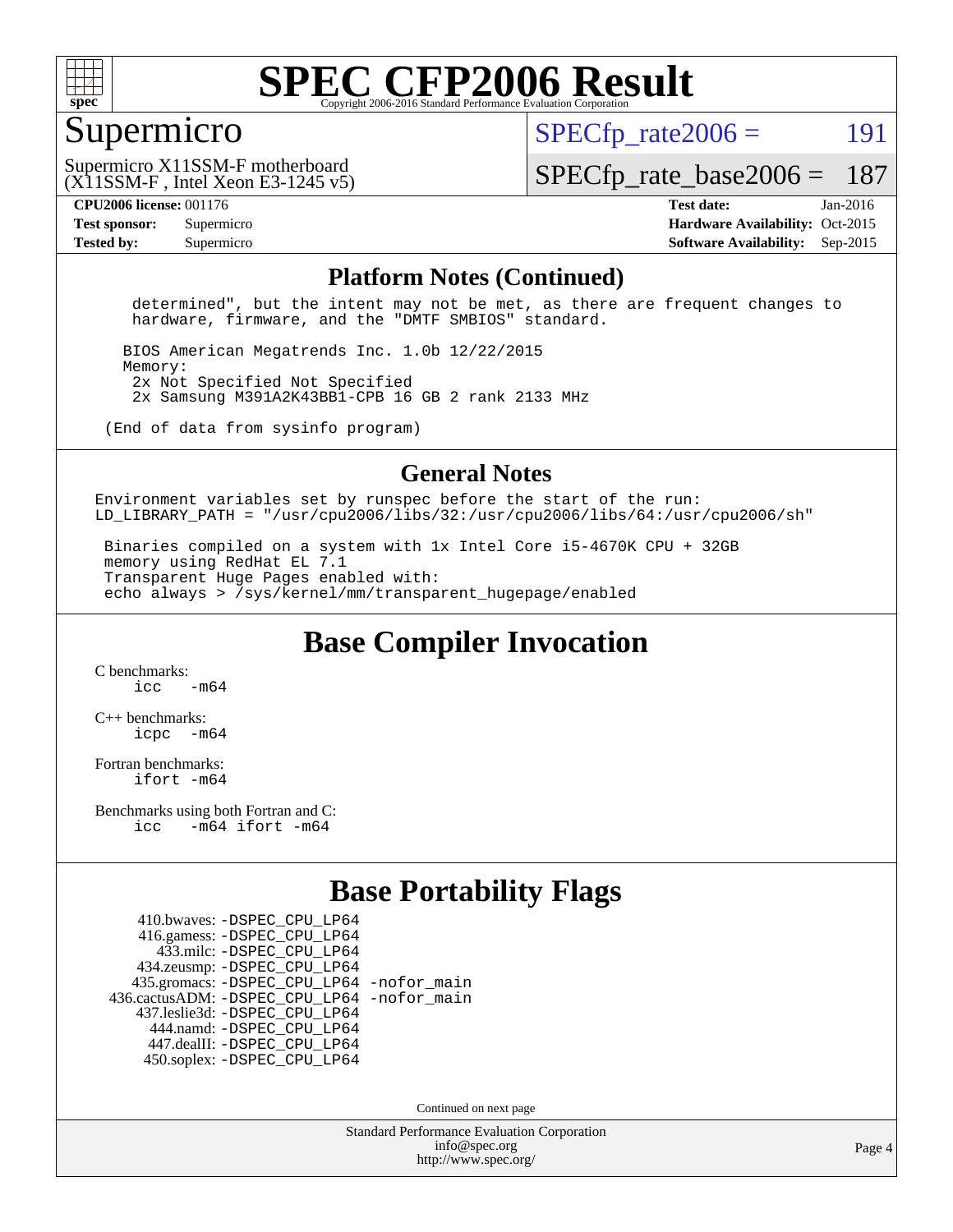# SPEC CFP2006 Result

## Supermicro

Supermicro X11SSM-F motherboard
(X11SSM-F , Intel Xeon E3-1245 v5)

SPECfp_rate2006 = 191

SPECfp_rate_base2006 = 187

**CPU2006 license:** 001176

**Test sponsor:** Supermicro

**Tested by:** Supermicro

**Test date:** Jan-2016

**Hardware Availability:** Oct-2015

**Software Availability:** Sep-2015

### Platform Notes (Continued)

```
    determined", but the intent may not be met, as there are frequent changes to
    hardware, firmware, and the "DMTF SMBIOS" standard.

   BIOS American Megatrends Inc. 1.0b 12/22/2015
   Memory:
    2x Not Specified Not Specified
    2x Samsung M391A2K43BB1-CPB 16 GB 2 rank 2133 MHz

 (End of data from sysinfo program)
```

### General Notes

```
Environment variables set by runspec before the start of the run:
LD_LIBRARY_PATH = "/usr/cpu2006/libs/32:/usr/cpu2006/libs/64:/usr/cpu2006/sh"

 Binaries compiled on a system with 1x Intel Core i5-4670K CPU + 32GB
 memory using RedHat EL 7.1
 Transparent Huge Pages enabled with:
 echo always > /sys/kernel/mm/transparent_hugepage/enabled
```

## Base Compiler Invocation

C benchmarks:
 icc -m64

C++ benchmarks:
 icpc -m64

Fortran benchmarks:
 ifort -m64

Benchmarks using both Fortran and C:
 icc -m64 ifort -m64

## Base Portability Flags

410.bwaves: -DSPEC_CPU_LP64
416.gamess: -DSPEC_CPU_LP64
433.milc: -DSPEC_CPU_LP64
434.zeusmp: -DSPEC_CPU_LP64
435.gromacs: -DSPEC_CPU_LP64 -nofor_main
436.cactusADM: -DSPEC_CPU_LP64 -nofor_main
437.leslie3d: -DSPEC_CPU_LP64
444.namd: -DSPEC_CPU_LP64
447.dealII: -DSPEC_CPU_LP64
450.soplex: -DSPEC_CPU_LP64

Continued on next page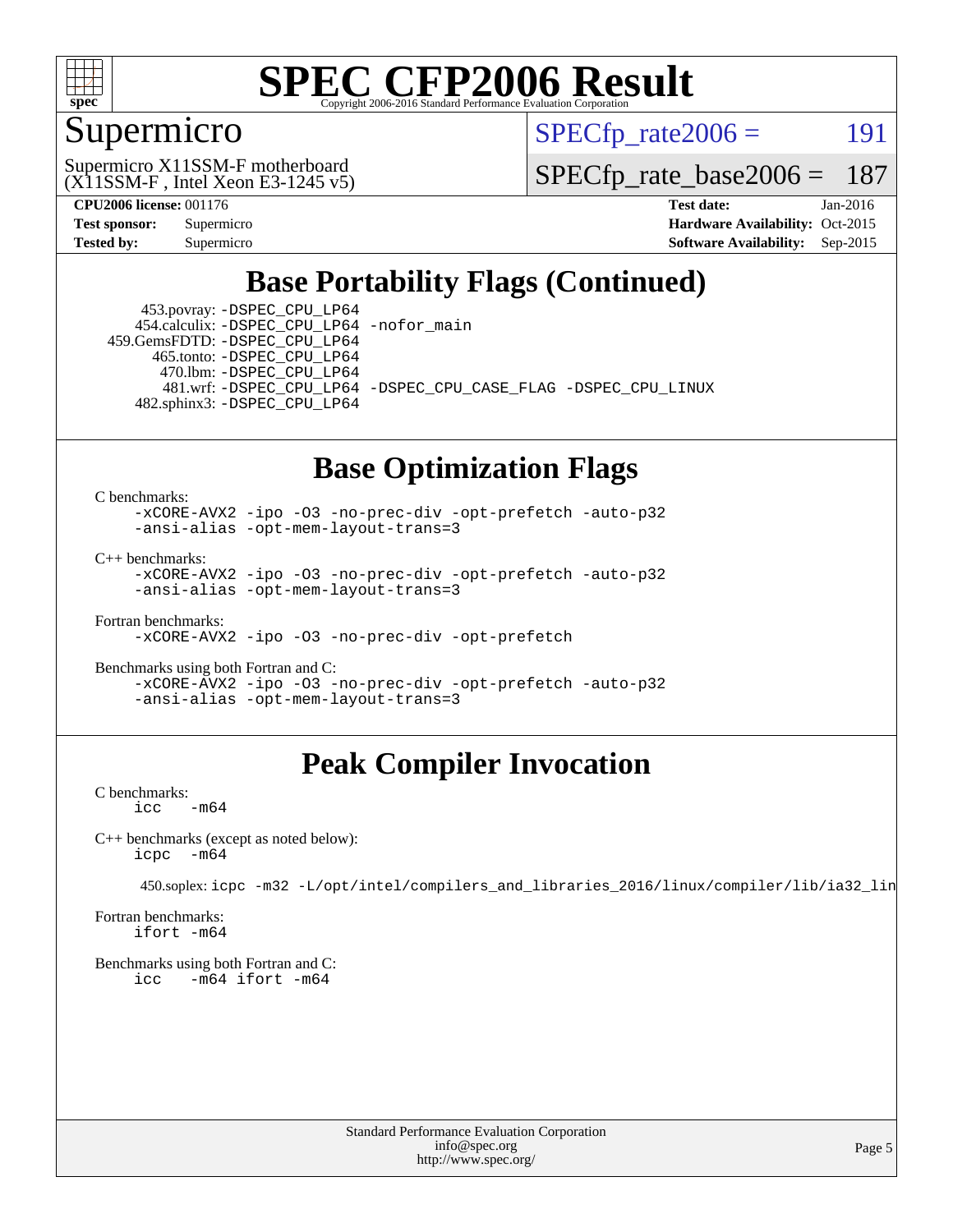## Base Portability Flags (Continued)

453.povray: -DSPEC_CPU_LP64
454.calculix: -DSPEC_CPU_LP64 -nofor_main
459.GemsFDTD: -DSPEC_CPU_LP64
465.tonto: -DSPEC_CPU_LP64
470.lbm: -DSPEC_CPU_LP64
481.wrf: -DSPEC_CPU_LP64 -DSPEC_CPU_CASE_FLAG -DSPEC_CPU_LINUX
482.sphinx3: -DSPEC_CPU_LP64

## Base Optimization Flags

C benchmarks:

```
-xCORE-AVX2 -ipo -O3 -no-prec-div -opt-prefetch -auto-p32
-ansi-alias -opt-mem-layout-trans=3
```

C++ benchmarks:

```
-xCORE-AVX2 -ipo -O3 -no-prec-div -opt-prefetch -auto-p32
-ansi-alias -opt-mem-layout-trans=3
```

Fortran benchmarks:

```
-xCORE-AVX2 -ipo -O3 -no-prec-div -opt-prefetch
```

Benchmarks using both Fortran and C:

```
-xCORE-AVX2 -ipo -O3 -no-prec-div -opt-prefetch -auto-p32
-ansi-alias -opt-mem-layout-trans=3
```

## Peak Compiler Invocation

C benchmarks:

```
icc   -m64
```

C++ benchmarks (except as noted below):

```
icpc  -m64
```

450.soplex: icpc -m32 -L/opt/intel/compilers_and_libraries_2016/linux/compiler/lib/ia32_lin

Fortran benchmarks:

```
ifort -m64
```

Benchmarks using both Fortran and C:

```
icc   -m64 ifort -m64
```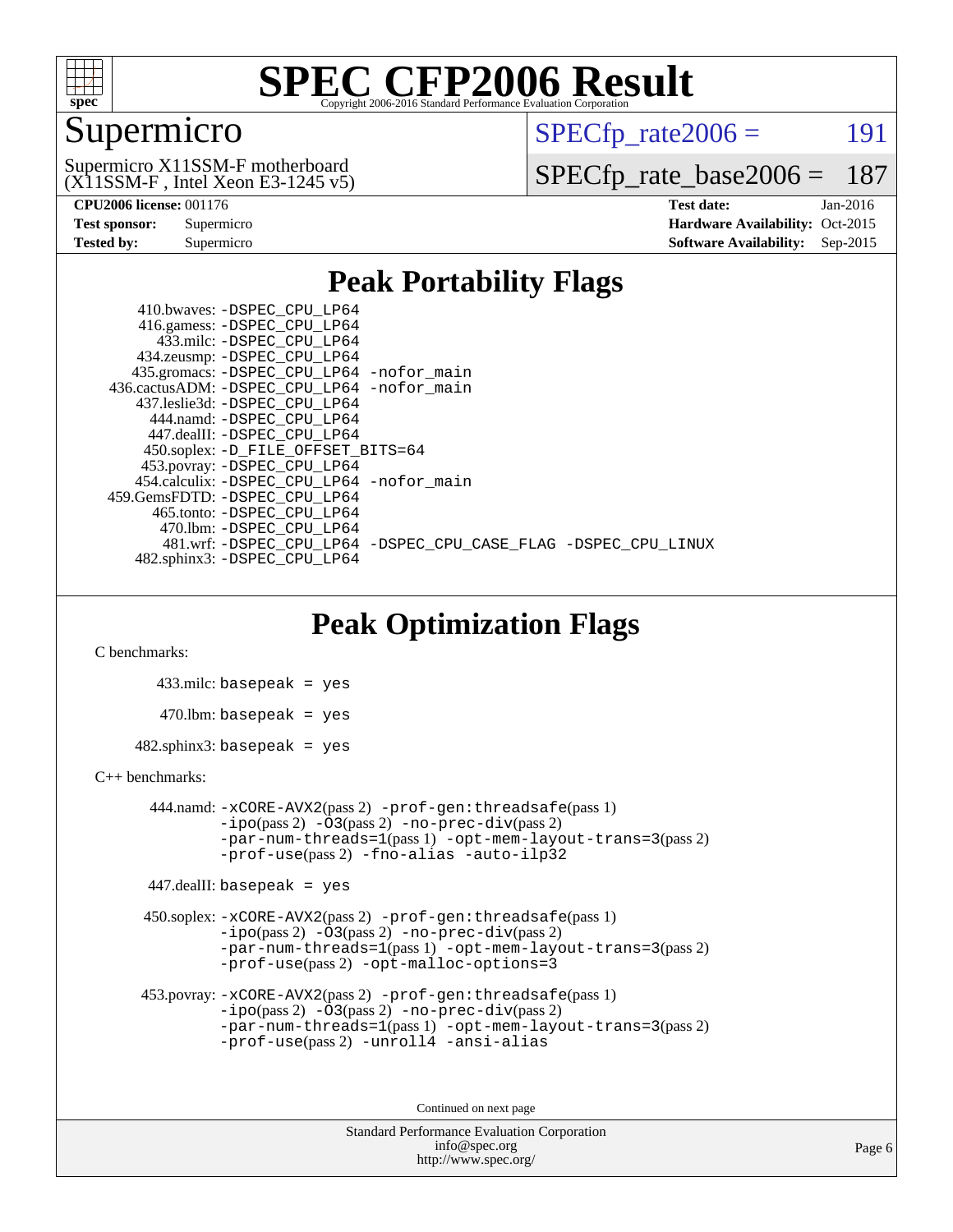# SPEC CFP2006 Result

Copyright 2006-2016 Standard Performance Evaluation Corporation

## Supermicro

Supermicro X11SSM-F motherboard
(X11SSM-F , Intel Xeon E3-1245 v5)

SPECfp_rate2006 = 191

SPECfp_rate_base2006 = 187

**CPU2006 license:** 001176
**Test sponsor:** Supermicro
**Tested by:** Supermicro

**Test date:** Jan-2016
**Hardware Availability:** Oct-2015
**Software Availability:** Sep-2015

## Peak Portability Flags

410.bwaves: -DSPEC_CPU_LP64
416.gamess: -DSPEC_CPU_LP64
433.milc: -DSPEC_CPU_LP64
434.zeusmp: -DSPEC_CPU_LP64
435.gromacs: -DSPEC_CPU_LP64 -nofor_main
436.cactusADM: -DSPEC_CPU_LP64 -nofor_main
437.leslie3d: -DSPEC_CPU_LP64
444.namd: -DSPEC_CPU_LP64
447.dealII: -DSPEC_CPU_LP64
450.soplex: -D_FILE_OFFSET_BITS=64
453.povray: -DSPEC_CPU_LP64
454.calculix: -DSPEC_CPU_LP64 -nofor_main
459.GemsFDTD: -DSPEC_CPU_LP64
465.tonto: -DSPEC_CPU_LP64
470.lbm: -DSPEC_CPU_LP64
481.wrf: -DSPEC_CPU_LP64 -DSPEC_CPU_CASE_FLAG -DSPEC_CPU_LINUX
482.sphinx3: -DSPEC_CPU_LP64

## Peak Optimization Flags

C benchmarks:

433.milc: basepeak = yes

470.lbm: basepeak = yes

482.sphinx3: basepeak = yes

C++ benchmarks:

444.namd: -xCORE-AVX2(pass 2) -prof-gen:threadsafe(pass 1) -ipo(pass 2) -O3(pass 2) -no-prec-div(pass 2) -par-num-threads=1(pass 1) -opt-mem-layout-trans=3(pass 2) -prof-use(pass 2) -fno-alias -auto-ilp32

447.dealII: basepeak = yes

450.soplex: -xCORE-AVX2(pass 2) -prof-gen:threadsafe(pass 1) -ipo(pass 2) -O3(pass 2) -no-prec-div(pass 2) -par-num-threads=1(pass 1) -opt-mem-layout-trans=3(pass 2) -prof-use(pass 2) -opt-malloc-options=3

453.povray: -xCORE-AVX2(pass 2) -prof-gen:threadsafe(pass 1) -ipo(pass 2) -O3(pass 2) -no-prec-div(pass 2) -par-num-threads=1(pass 1) -opt-mem-layout-trans=3(pass 2) -prof-use(pass 2) -unroll4 -ansi-alias

Continued on next page

Standard Performance Evaluation Corporation
info@spec.org
http://www.spec.org/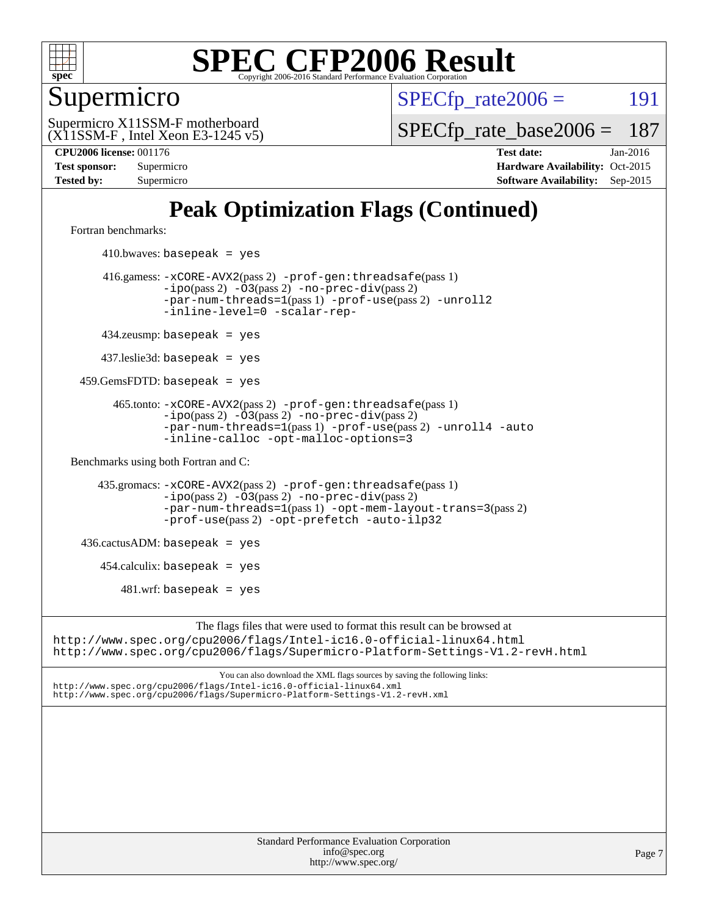# Peak Optimization Flags (Continued)

Fortran benchmarks:

410.bwaves: `basepeak = yes`

416.gamess: `-xCORE-AVX2`(pass 2) `-prof-gen:threadsafe`(pass 1) `-ipo`(pass 2) `-O3`(pass 2) `-no-prec-div`(pass 2) `-par-num-threads=1`(pass 1) `-prof-use`(pass 2) `-unroll2` `-inline-level=0` `-scalar-rep-`

434.zeusmp: `basepeak = yes`

437.leslie3d: `basepeak = yes`

459.GemsFDTD: `basepeak = yes`

465.tonto: `-xCORE-AVX2`(pass 2) `-prof-gen:threadsafe`(pass 1) `-ipo`(pass 2) `-O3`(pass 2) `-no-prec-div`(pass 2) `-par-num-threads=1`(pass 1) `-prof-use`(pass 2) `-unroll4` `-auto` `-inline-calloc` `-opt-malloc-options=3`

Benchmarks using both Fortran and C:

435.gromacs: `-xCORE-AVX2`(pass 2) `-prof-gen:threadsafe`(pass 1) `-ipo`(pass 2) `-O3`(pass 2) `-no-prec-div`(pass 2) `-par-num-threads=1`(pass 1) `-opt-mem-layout-trans=3`(pass 2) `-prof-use`(pass 2) `-opt-prefetch` `-auto-ilp32`

436.cactusADM: `basepeak = yes`

454.calculix: `basepeak = yes`

481.wrf: `basepeak = yes`

The flags files that were used to format this result can be browsed at
http://www.spec.org/cpu2006/flags/Intel-ic16.0-official-linux64.html
http://www.spec.org/cpu2006/flags/Supermicro-Platform-Settings-V1.2-revH.html

You can also download the XML flags sources by saving the following links:
http://www.spec.org/cpu2006/flags/Intel-ic16.0-official-linux64.xml
http://www.spec.org/cpu2006/flags/Supermicro-Platform-Settings-V1.2-revH.xml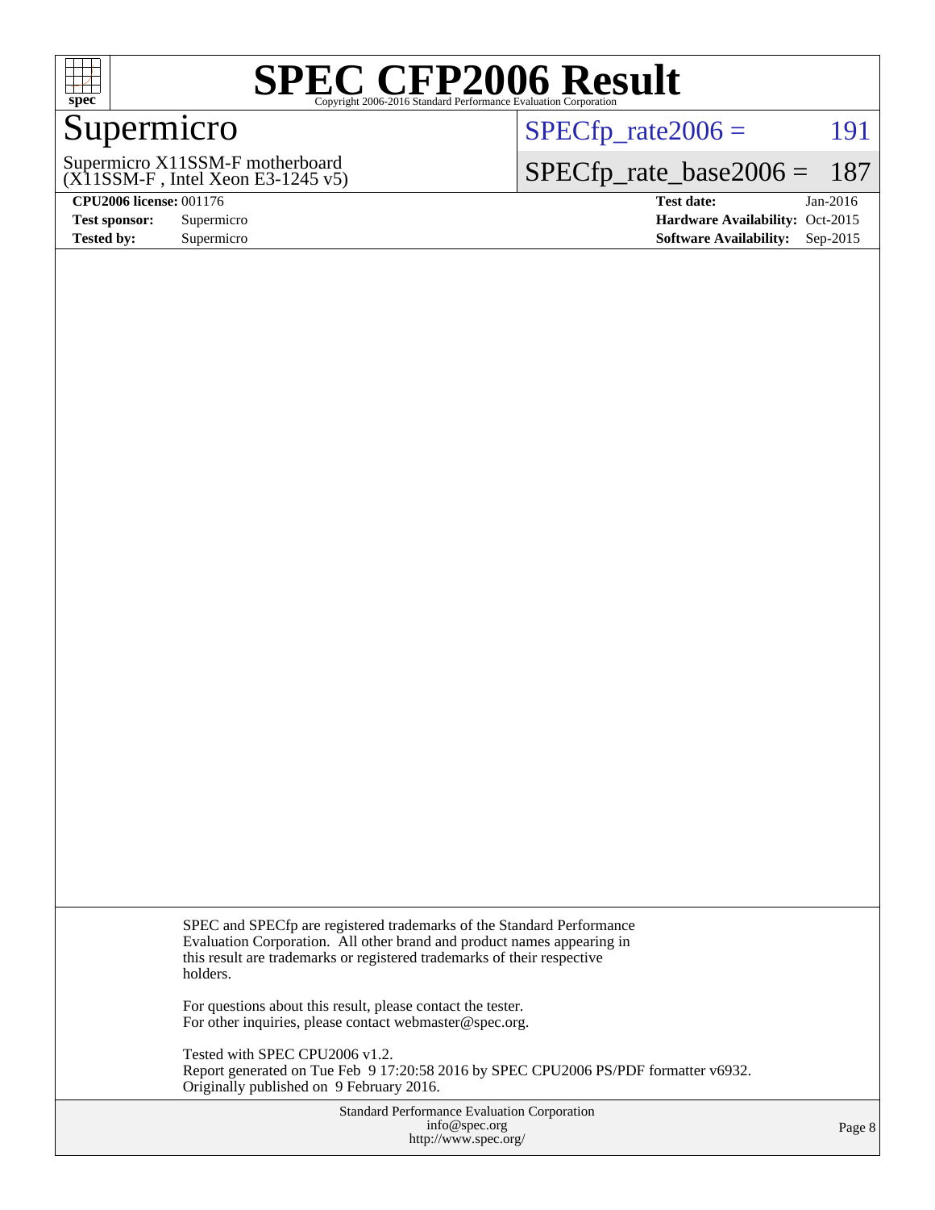SPEC and SPECfp are registered trademarks of the Standard Performance Evaluation Corporation. All other brand and product names appearing in this result are trademarks or registered trademarks of their respective holders.

For questions about this result, please contact the tester.
For other inquiries, please contact webmaster@spec.org.

Tested with SPEC CPU2006 v1.2.
Report generated on Tue Feb 9 17:20:58 2016 by SPEC CPU2006 PS/PDF formatter v6932.
Originally published on 9 February 2016.